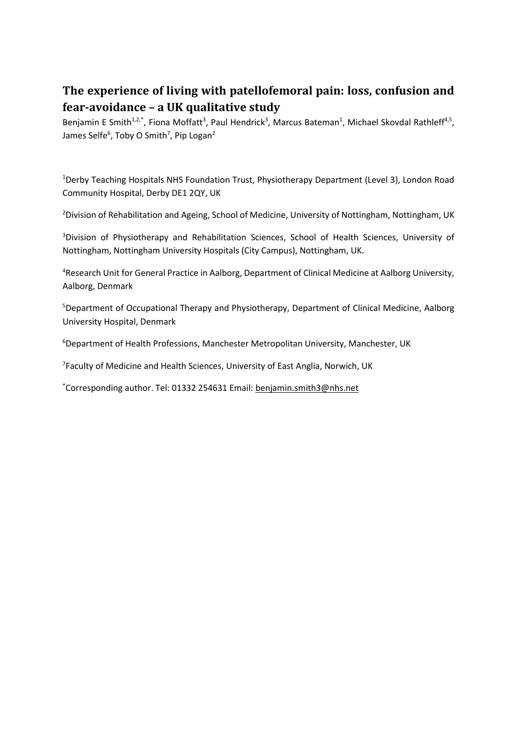# The experience of living with patellofemoral pain: loss, confusion and fear-avoidance – a UK qualitative study

Benjamin E Smith[1,2,*], Fiona Moffatt[3], Paul Hendrick[3], Marcus Bateman[1], Michael Skovdal Rathleff[4,5], James Selfe[6], Toby O Smith[7], Pip Logan[2]

[1]Derby Teaching Hospitals NHS Foundation Trust, Physiotherapy Department (Level 3), London Road Community Hospital, Derby DE1 2QY, UK

[2]Division of Rehabilitation and Ageing, School of Medicine, University of Nottingham, Nottingham, UK

[3]Division of Physiotherapy and Rehabilitation Sciences, School of Health Sciences, University of Nottingham, Nottingham University Hospitals (City Campus), Nottingham, UK.

[4]Research Unit for General Practice in Aalborg, Department of Clinical Medicine at Aalborg University, Aalborg, Denmark

[5]Department of Occupational Therapy and Physiotherapy, Department of Clinical Medicine, Aalborg University Hospital, Denmark

[6]Department of Health Professions, Manchester Metropolitan University, Manchester, UK

[7]Faculty of Medicine and Health Sciences, University of East Anglia, Norwich, UK

[*]Corresponding author. Tel: 01332 254631 Email: benjamin.smith3@nhs.net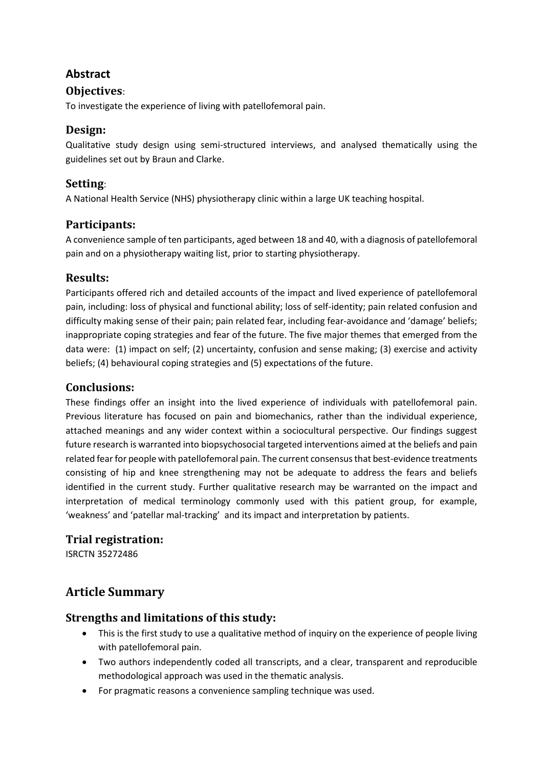## Abstract

### Objectives:

To investigate the experience of living with patellofemoral pain.

### Design:

Qualitative study design using semi-structured interviews, and analysed thematically using the guidelines set out by Braun and Clarke.

### Setting:

A National Health Service (NHS) physiotherapy clinic within a large UK teaching hospital.

### Participants:

A convenience sample of ten participants, aged between 18 and 40, with a diagnosis of patellofemoral pain and on a physiotherapy waiting list, prior to starting physiotherapy.

### Results:

Participants offered rich and detailed accounts of the impact and lived experience of patellofemoral pain, including: loss of physical and functional ability; loss of self-identity; pain related confusion and difficulty making sense of their pain; pain related fear, including fear-avoidance and 'damage' beliefs; inappropriate coping strategies and fear of the future. The five major themes that emerged from the data were: (1) impact on self; (2) uncertainty, confusion and sense making; (3) exercise and activity beliefs; (4) behavioural coping strategies and (5) expectations of the future.

### Conclusions:

These findings offer an insight into the lived experience of individuals with patellofemoral pain. Previous literature has focused on pain and biomechanics, rather than the individual experience, attached meanings and any wider context within a sociocultural perspective. Our findings suggest future research is warranted into biopsychosocial targeted interventions aimed at the beliefs and pain related fear for people with patellofemoral pain. The current consensus that best-evidence treatments consisting of hip and knee strengthening may not be adequate to address the fears and beliefs identified in the current study. Further qualitative research may be warranted on the impact and interpretation of medical terminology commonly used with this patient group, for example, 'weakness' and 'patellar mal-tracking' and its impact and interpretation by patients.

### Trial registration:

ISRCTN 35272486

## Article Summary

### Strengths and limitations of this study:

- This is the first study to use a qualitative method of inquiry on the experience of people living with patellofemoral pain.
- Two authors independently coded all transcripts, and a clear, transparent and reproducible methodological approach was used in the thematic analysis.
- For pragmatic reasons a convenience sampling technique was used.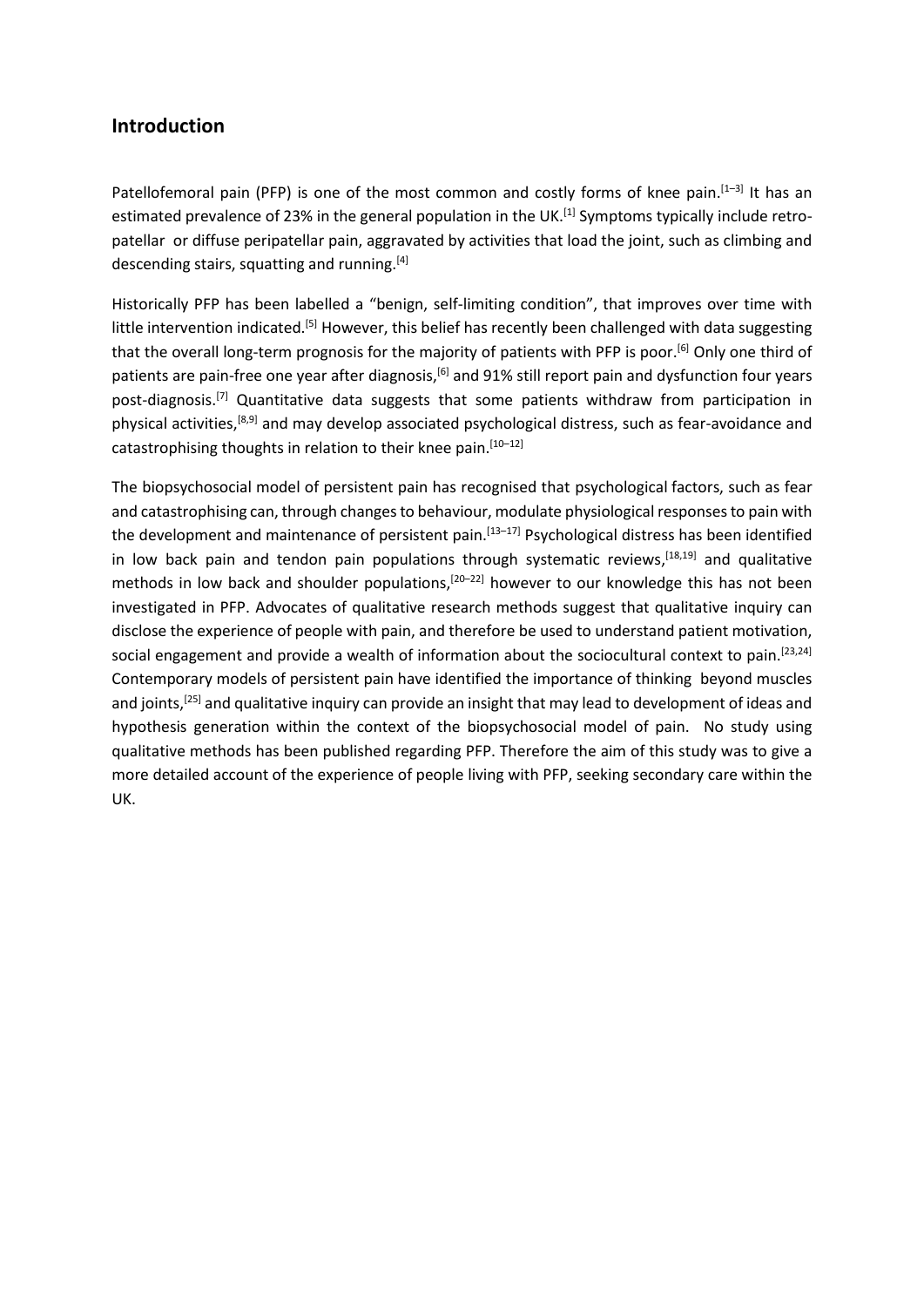## Introduction

Patellofemoral pain (PFP) is one of the most common and costly forms of knee pain.[1–3] It has an estimated prevalence of 23% in the general population in the UK.[1] Symptoms typically include retro-patellar or diffuse peripatellar pain, aggravated by activities that load the joint, such as climbing and descending stairs, squatting and running.[4]

Historically PFP has been labelled a "benign, self-limiting condition", that improves over time with little intervention indicated.[5] However, this belief has recently been challenged with data suggesting that the overall long-term prognosis for the majority of patients with PFP is poor.[6] Only one third of patients are pain-free one year after diagnosis,[6] and 91% still report pain and dysfunction four years post-diagnosis.[7] Quantitative data suggests that some patients withdraw from participation in physical activities,[8,9] and may develop associated psychological distress, such as fear-avoidance and catastrophising thoughts in relation to their knee pain.[10–12]

The biopsychosocial model of persistent pain has recognised that psychological factors, such as fear and catastrophising can, through changes to behaviour, modulate physiological responses to pain with the development and maintenance of persistent pain.[13–17] Psychological distress has been identified in low back pain and tendon pain populations through systematic reviews,[18,19] and qualitative methods in low back and shoulder populations,[20–22] however to our knowledge this has not been investigated in PFP. Advocates of qualitative research methods suggest that qualitative inquiry can disclose the experience of people with pain, and therefore be used to understand patient motivation, social engagement and provide a wealth of information about the sociocultural context to pain.[23,24] Contemporary models of persistent pain have identified the importance of thinking beyond muscles and joints,[25] and qualitative inquiry can provide an insight that may lead to development of ideas and hypothesis generation within the context of the biopsychosocial model of pain. No study using qualitative methods has been published regarding PFP. Therefore the aim of this study was to give a more detailed account of the experience of people living with PFP, seeking secondary care within the UK.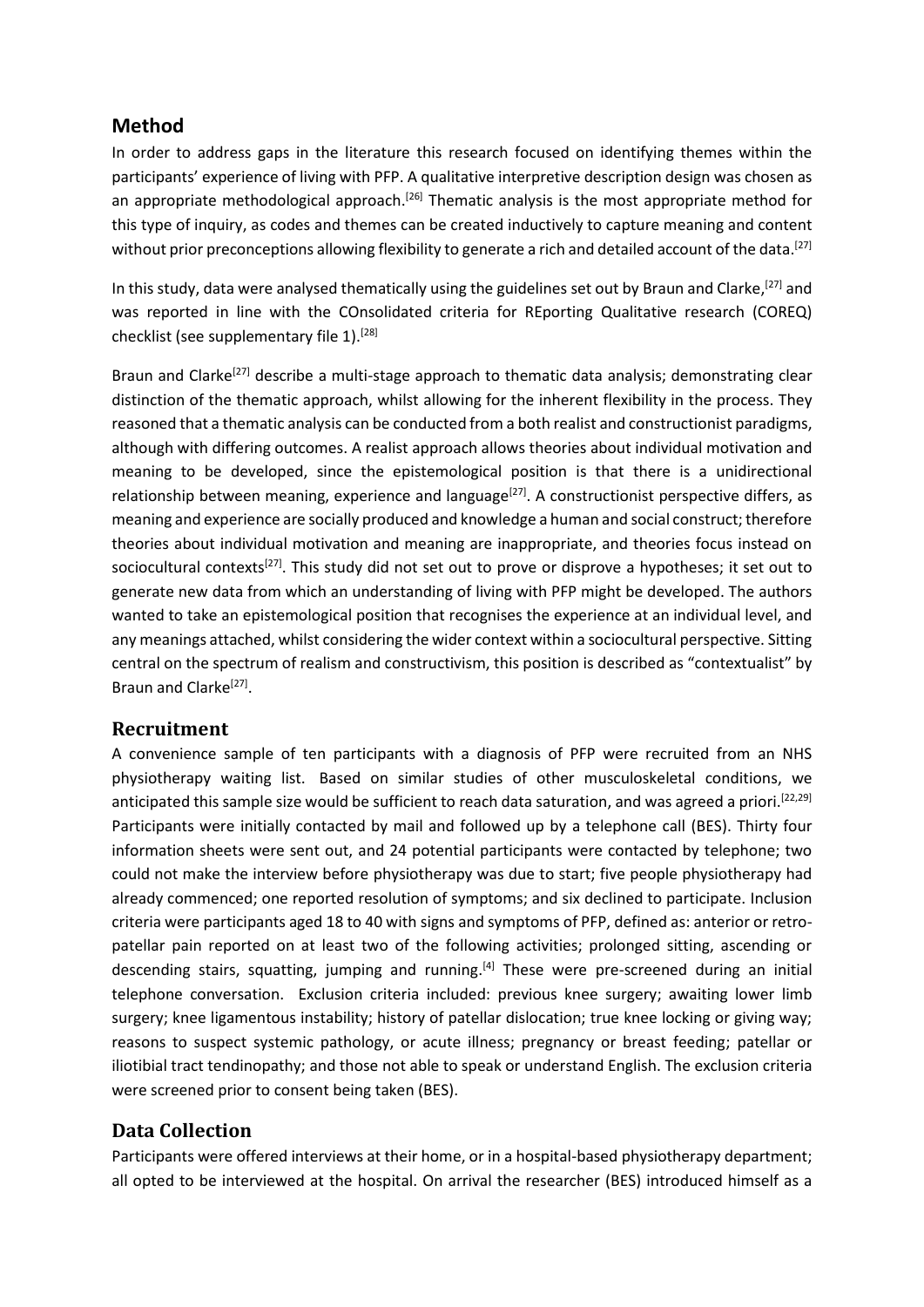## Method

In order to address gaps in the literature this research focused on identifying themes within the participants' experience of living with PFP. A qualitative interpretive description design was chosen as an appropriate methodological approach.[26] Thematic analysis is the most appropriate method for this type of inquiry, as codes and themes can be created inductively to capture meaning and content without prior preconceptions allowing flexibility to generate a rich and detailed account of the data.[27]

In this study, data were analysed thematically using the guidelines set out by Braun and Clarke,[27] and was reported in line with the COnsolidated criteria for REporting Qualitative research (COREQ) checklist (see supplementary file 1).[28]

Braun and Clarke[27] describe a multi-stage approach to thematic data analysis; demonstrating clear distinction of the thematic approach, whilst allowing for the inherent flexibility in the process. They reasoned that a thematic analysis can be conducted from a both realist and constructionist paradigms, although with differing outcomes. A realist approach allows theories about individual motivation and meaning to be developed, since the epistemological position is that there is a unidirectional relationship between meaning, experience and language[27]. A constructionist perspective differs, as meaning and experience are socially produced and knowledge a human and social construct; therefore theories about individual motivation and meaning are inappropriate, and theories focus instead on sociocultural contexts[27]. This study did not set out to prove or disprove a hypotheses; it set out to generate new data from which an understanding of living with PFP might be developed. The authors wanted to take an epistemological position that recognises the experience at an individual level, and any meanings attached, whilst considering the wider context within a sociocultural perspective. Sitting central on the spectrum of realism and constructivism, this position is described as "contextualist" by Braun and Clarke[27].

## Recruitment

A convenience sample of ten participants with a diagnosis of PFP were recruited from an NHS physiotherapy waiting list. Based on similar studies of other musculoskeletal conditions, we anticipated this sample size would be sufficient to reach data saturation, and was agreed a priori.[22,29] Participants were initially contacted by mail and followed up by a telephone call (BES). Thirty four information sheets were sent out, and 24 potential participants were contacted by telephone; two could not make the interview before physiotherapy was due to start; five people physiotherapy had already commenced; one reported resolution of symptoms; and six declined to participate. Inclusion criteria were participants aged 18 to 40 with signs and symptoms of PFP, defined as: anterior or retro-patellar pain reported on at least two of the following activities; prolonged sitting, ascending or descending stairs, squatting, jumping and running.[4] These were pre-screened during an initial telephone conversation. Exclusion criteria included: previous knee surgery; awaiting lower limb surgery; knee ligamentous instability; history of patellar dislocation; true knee locking or giving way; reasons to suspect systemic pathology, or acute illness; pregnancy or breast feeding; patellar or iliotibial tract tendinopathy; and those not able to speak or understand English. The exclusion criteria were screened prior to consent being taken (BES).

## Data Collection

Participants were offered interviews at their home, or in a hospital-based physiotherapy department; all opted to be interviewed at the hospital. On arrival the researcher (BES) introduced himself as a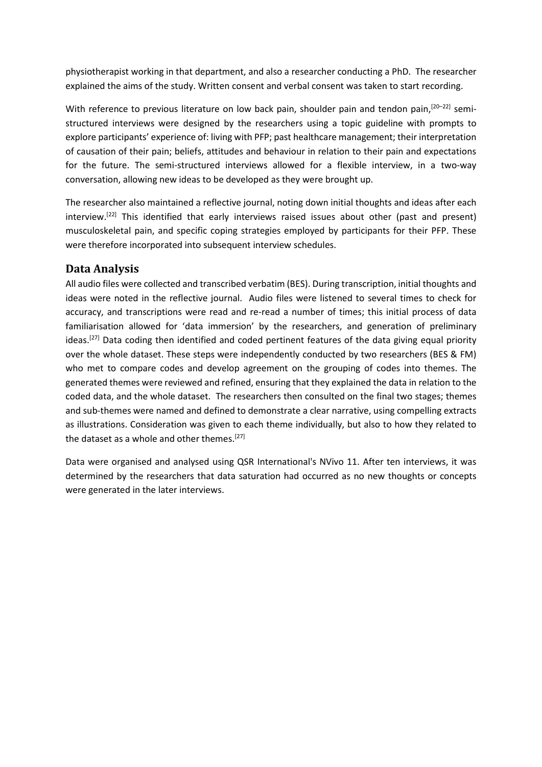physiotherapist working in that department, and also a researcher conducting a PhD. The researcher explained the aims of the study. Written consent and verbal consent was taken to start recording.

With reference to previous literature on low back pain, shoulder pain and tendon pain,[20–22] semi-structured interviews were designed by the researchers using a topic guideline with prompts to explore participants' experience of: living with PFP; past healthcare management; their interpretation of causation of their pain; beliefs, attitudes and behaviour in relation to their pain and expectations for the future. The semi-structured interviews allowed for a flexible interview, in a two-way conversation, allowing new ideas to be developed as they were brought up.

The researcher also maintained a reflective journal, noting down initial thoughts and ideas after each interview.[22] This identified that early interviews raised issues about other (past and present) musculoskeletal pain, and specific coping strategies employed by participants for their PFP. These were therefore incorporated into subsequent interview schedules.

## Data Analysis

All audio files were collected and transcribed verbatim (BES). During transcription, initial thoughts and ideas were noted in the reflective journal. Audio files were listened to several times to check for accuracy, and transcriptions were read and re-read a number of times; this initial process of data familiarisation allowed for 'data immersion' by the researchers, and generation of preliminary ideas.[27] Data coding then identified and coded pertinent features of the data giving equal priority over the whole dataset. These steps were independently conducted by two researchers (BES & FM) who met to compare codes and develop agreement on the grouping of codes into themes. The generated themes were reviewed and refined, ensuring that they explained the data in relation to the coded data, and the whole dataset. The researchers then consulted on the final two stages; themes and sub-themes were named and defined to demonstrate a clear narrative, using compelling extracts as illustrations. Consideration was given to each theme individually, but also to how they related to the dataset as a whole and other themes.[27]

Data were organised and analysed using QSR International's NVivo 11. After ten interviews, it was determined by the researchers that data saturation had occurred as no new thoughts or concepts were generated in the later interviews.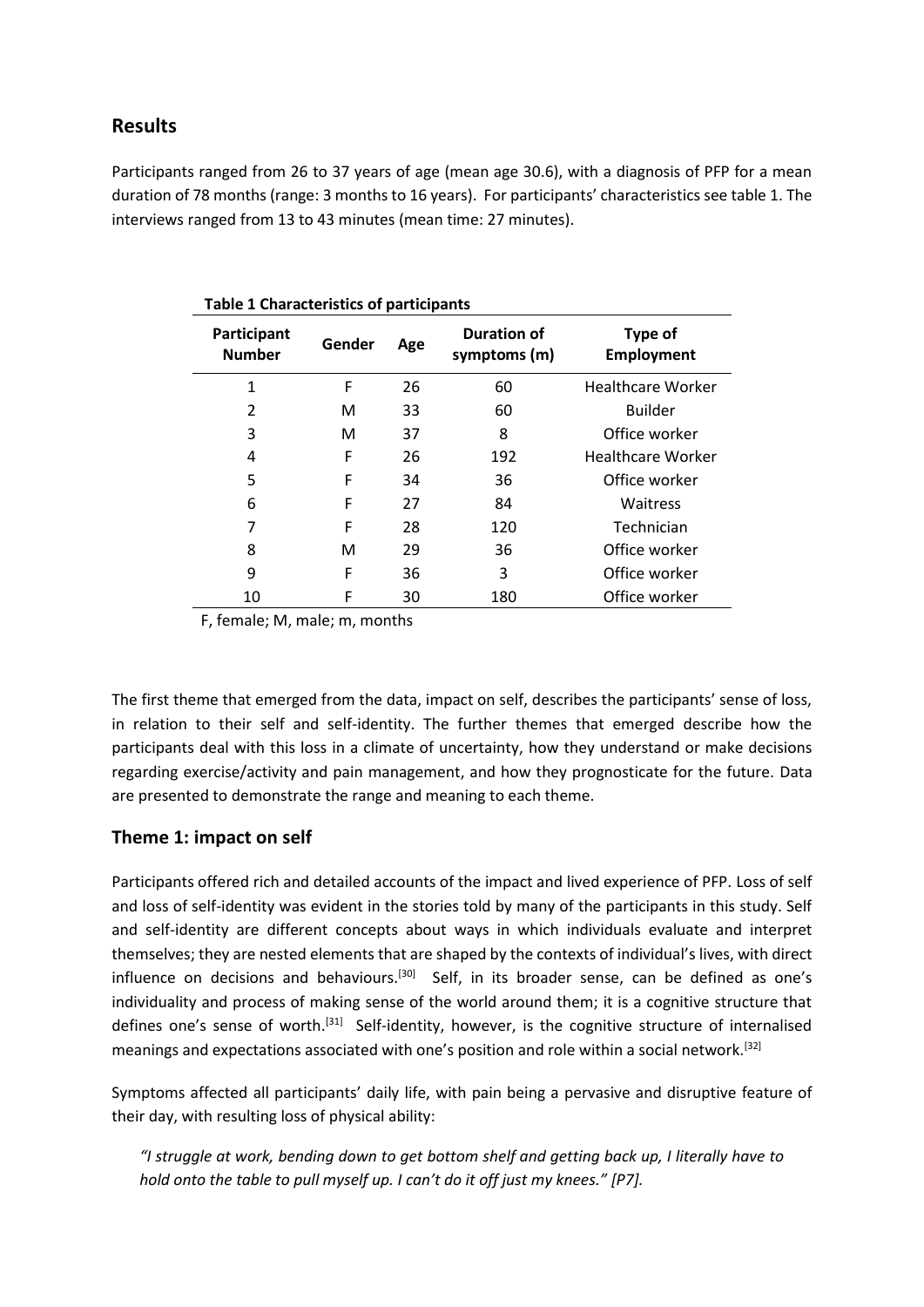## Results

Participants ranged from 26 to 37 years of age (mean age 30.6), with a diagnosis of PFP for a mean duration of 78 months (range: 3 months to 16 years). For participants' characteristics see table 1. The interviews ranged from 13 to 43 minutes (mean time: 27 minutes).

**Table 1 Characteristics of participants**

| Participant Number | Gender | Age | Duration of symptoms (m) | Type of Employment |
|---|---|---|---|---|
| 1 | F | 26 | 60 | Healthcare Worker |
| 2 | M | 33 | 60 | Builder |
| 3 | M | 37 | 8 | Office worker |
| 4 | F | 26 | 192 | Healthcare Worker |
| 5 | F | 34 | 36 | Office worker |
| 6 | F | 27 | 84 | Waitress |
| 7 | F | 28 | 120 | Technician |
| 8 | M | 29 | 36 | Office worker |
| 9 | F | 36 | 3 | Office worker |
| 10 | F | 30 | 180 | Office worker |

F, female; M, male; m, months

The first theme that emerged from the data, impact on self, describes the participants' sense of loss, in relation to their self and self-identity. The further themes that emerged describe how the participants deal with this loss in a climate of uncertainty, how they understand or make decisions regarding exercise/activity and pain management, and how they prognosticate for the future. Data are presented to demonstrate the range and meaning to each theme.

## Theme 1: impact on self

Participants offered rich and detailed accounts of the impact and lived experience of PFP. Loss of self and loss of self-identity was evident in the stories told by many of the participants in this study. Self and self-identity are different concepts about ways in which individuals evaluate and interpret themselves; they are nested elements that are shaped by the contexts of individual's lives, with direct influence on decisions and behaviours.[30] Self, in its broader sense, can be defined as one's individuality and process of making sense of the world around them; it is a cognitive structure that defines one's sense of worth.[31] Self-identity, however, is the cognitive structure of internalised meanings and expectations associated with one's position and role within a social network.[32]

Symptoms affected all participants' daily life, with pain being a pervasive and disruptive feature of their day, with resulting loss of physical ability:

> *"I struggle at work, bending down to get bottom shelf and getting back up, I literally have to hold onto the table to pull myself up. I can't do it off just my knees." [P7].*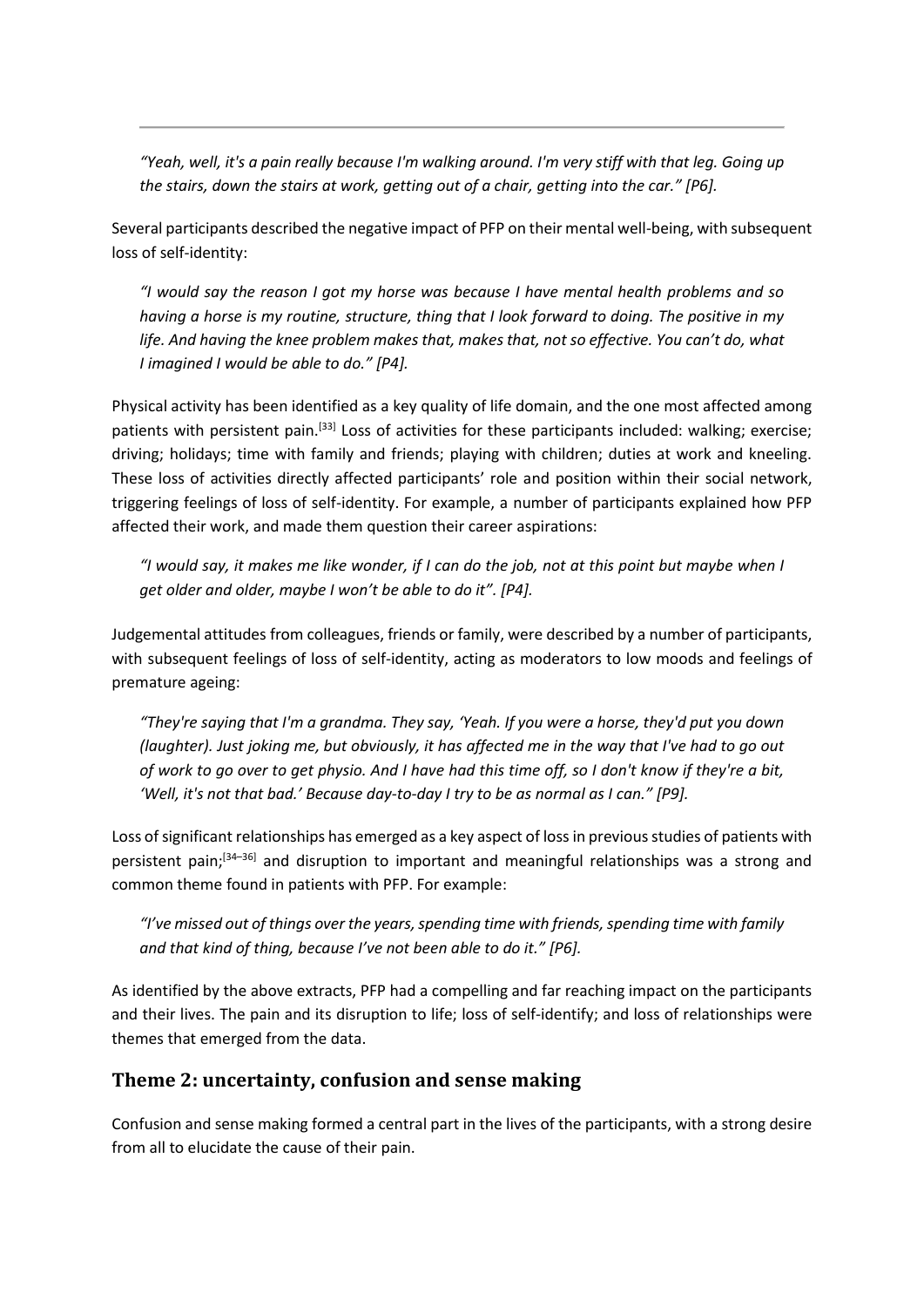*"Yeah, well, it's a pain really because I'm walking around. I'm very stiff with that leg. Going up the stairs, down the stairs at work, getting out of a chair, getting into the car." [P6].*

Several participants described the negative impact of PFP on their mental well-being, with subsequent loss of self-identity:

*"I would say the reason I got my horse was because I have mental health problems and so having a horse is my routine, structure, thing that I look forward to doing. The positive in my life. And having the knee problem makes that, makes that, not so effective. You can't do, what I imagined I would be able to do." [P4].*

Physical activity has been identified as a key quality of life domain, and the one most affected among patients with persistent pain.[33] Loss of activities for these participants included: walking; exercise; driving; holidays; time with family and friends; playing with children; duties at work and kneeling. These loss of activities directly affected participants' role and position within their social network, triggering feelings of loss of self-identity. For example, a number of participants explained how PFP affected their work, and made them question their career aspirations:

*"I would say, it makes me like wonder, if I can do the job, not at this point but maybe when I get older and older, maybe I won't be able to do it". [P4].*

Judgemental attitudes from colleagues, friends or family, were described by a number of participants, with subsequent feelings of loss of self-identity, acting as moderators to low moods and feelings of premature ageing:

*"They're saying that I'm a grandma. They say, 'Yeah. If you were a horse, they'd put you down (laughter). Just joking me, but obviously, it has affected me in the way that I've had to go out of work to go over to get physio. And I have had this time off, so I don't know if they're a bit, 'Well, it's not that bad.' Because day-to-day I try to be as normal as I can." [P9].*

Loss of significant relationships has emerged as a key aspect of loss in previous studies of patients with persistent pain;[34–36] and disruption to important and meaningful relationships was a strong and common theme found in patients with PFP. For example:

*"I've missed out of things over the years, spending time with friends, spending time with family and that kind of thing, because I've not been able to do it." [P6].*

As identified by the above extracts, PFP had a compelling and far reaching impact on the participants and their lives. The pain and its disruption to life; loss of self-identify; and loss of relationships were themes that emerged from the data.

## Theme 2: uncertainty, confusion and sense making

Confusion and sense making formed a central part in the lives of the participants, with a strong desire from all to elucidate the cause of their pain.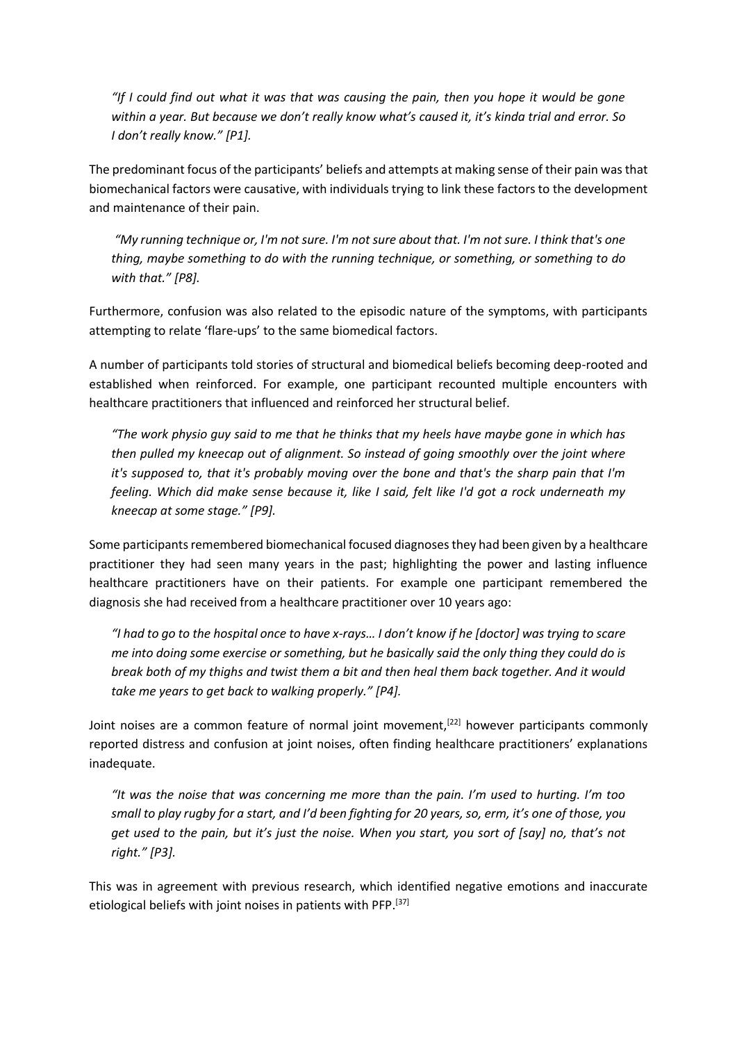*"If I could find out what it was that was causing the pain, then you hope it would be gone within a year. But because we don't really know what's caused it, it's kinda trial and error. So I don't really know." [P1].*

The predominant focus of the participants' beliefs and attempts at making sense of their pain was that biomechanical factors were causative, with individuals trying to link these factors to the development and maintenance of their pain.

*"My running technique or, I'm not sure. I'm not sure about that. I'm not sure. I think that's one thing, maybe something to do with the running technique, or something, or something to do with that." [P8].*

Furthermore, confusion was also related to the episodic nature of the symptoms, with participants attempting to relate 'flare-ups' to the same biomedical factors.

A number of participants told stories of structural and biomedical beliefs becoming deep-rooted and established when reinforced. For example, one participant recounted multiple encounters with healthcare practitioners that influenced and reinforced her structural belief.

*"The work physio guy said to me that he thinks that my heels have maybe gone in which has then pulled my kneecap out of alignment. So instead of going smoothly over the joint where it's supposed to, that it's probably moving over the bone and that's the sharp pain that I'm feeling. Which did make sense because it, like I said, felt like I'd got a rock underneath my kneecap at some stage." [P9].*

Some participants remembered biomechanical focused diagnoses they had been given by a healthcare practitioner they had seen many years in the past; highlighting the power and lasting influence healthcare practitioners have on their patients. For example one participant remembered the diagnosis she had received from a healthcare practitioner over 10 years ago:

*"I had to go to the hospital once to have x-rays… I don't know if he [doctor] was trying to scare me into doing some exercise or something, but he basically said the only thing they could do is break both of my thighs and twist them a bit and then heal them back together. And it would take me years to get back to walking properly." [P4].*

Joint noises are a common feature of normal joint movement,[22] however participants commonly reported distress and confusion at joint noises, often finding healthcare practitioners' explanations inadequate.

*"It was the noise that was concerning me more than the pain. I'm used to hurting. I'm too small to play rugby for a start, and I'd been fighting for 20 years, so, erm, it's one of those, you get used to the pain, but it's just the noise. When you start, you sort of [say] no, that's not right." [P3].*

This was in agreement with previous research, which identified negative emotions and inaccurate etiological beliefs with joint noises in patients with PFP.[37]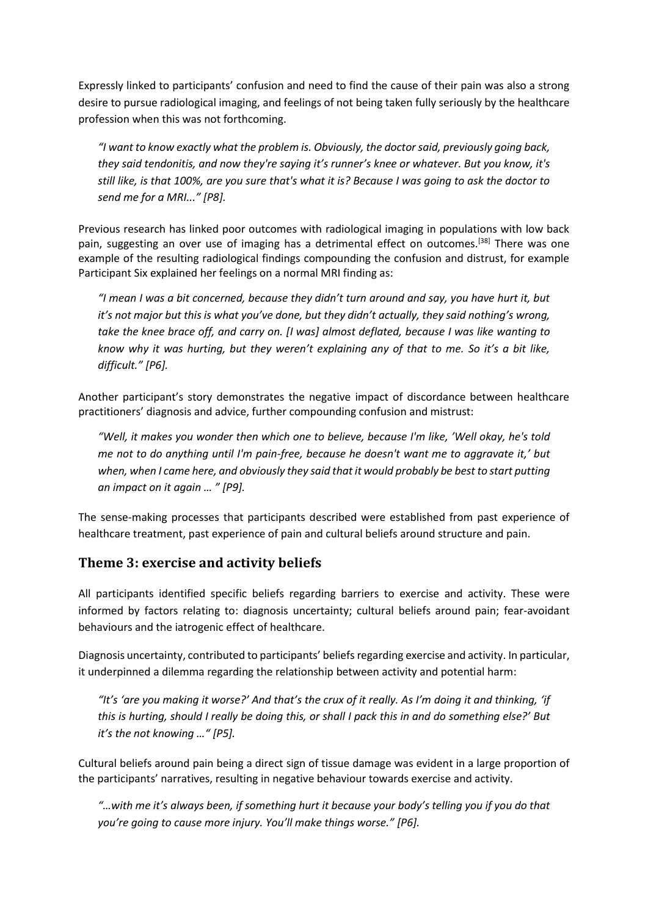Expressly linked to participants' confusion and need to find the cause of their pain was also a strong desire to pursue radiological imaging, and feelings of not being taken fully seriously by the healthcare profession when this was not forthcoming.

> *"I want to know exactly what the problem is. Obviously, the doctor said, previously going back, they said tendonitis, and now they're saying it's runner's knee or whatever. But you know, it's still like, is that 100%, are you sure that's what it is? Because I was going to ask the doctor to send me for a MRI..." [P8].*

Previous research has linked poor outcomes with radiological imaging in populations with low back pain, suggesting an over use of imaging has a detrimental effect on outcomes.[38] There was one example of the resulting radiological findings compounding the confusion and distrust, for example Participant Six explained her feelings on a normal MRI finding as:

> *"I mean I was a bit concerned, because they didn't turn around and say, you have hurt it, but it's not major but this is what you've done, but they didn't actually, they said nothing's wrong, take the knee brace off, and carry on. [I was] almost deflated, because I was like wanting to know why it was hurting, but they weren't explaining any of that to me. So it's a bit like, difficult." [P6].*

Another participant's story demonstrates the negative impact of discordance between healthcare practitioners' diagnosis and advice, further compounding confusion and mistrust:

> *"Well, it makes you wonder then which one to believe, because I'm like, 'Well okay, he's told me not to do anything until I'm pain-free, because he doesn't want me to aggravate it,' but when, when I came here, and obviously they said that it would probably be best to start putting an impact on it again … " [P9].*

The sense-making processes that participants described were established from past experience of healthcare treatment, past experience of pain and cultural beliefs around structure and pain.

## Theme 3: exercise and activity beliefs

All participants identified specific beliefs regarding barriers to exercise and activity. These were informed by factors relating to: diagnosis uncertainty; cultural beliefs around pain; fear-avoidant behaviours and the iatrogenic effect of healthcare.

Diagnosis uncertainty, contributed to participants' beliefs regarding exercise and activity. In particular, it underpinned a dilemma regarding the relationship between activity and potential harm:

> *"It's 'are you making it worse?' And that's the crux of it really. As I'm doing it and thinking, 'if this is hurting, should I really be doing this, or shall I pack this in and do something else?' But it's the not knowing …" [P5].*

Cultural beliefs around pain being a direct sign of tissue damage was evident in a large proportion of the participants' narratives, resulting in negative behaviour towards exercise and activity.

> *"…with me it's always been, if something hurt it because your body's telling you if you do that you're going to cause more injury. You'll make things worse." [P6].*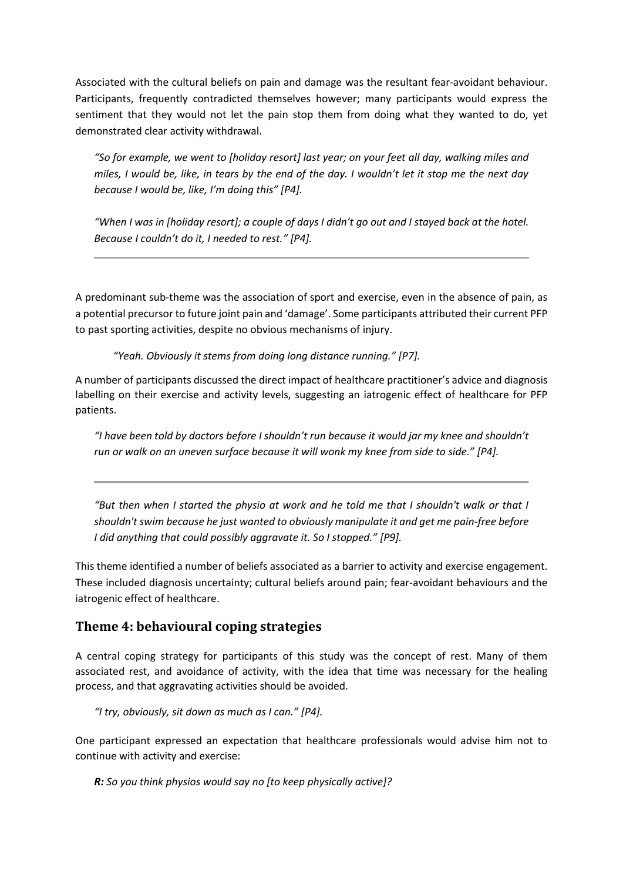Associated with the cultural beliefs on pain and damage was the resultant fear-avoidant behaviour. Participants, frequently contradicted themselves however; many participants would express the sentiment that they would not let the pain stop them from doing what they wanted to do, yet demonstrated clear activity withdrawal.

> *"So for example, we went to [holiday resort] last year; on your feet all day, walking miles and miles, I would be, like, in tears by the end of the day. I wouldn't let it stop me the next day because I would be, like, I'm doing this" [P4].*

> *"When I was in [holiday resort]; a couple of days I didn't go out and I stayed back at the hotel. Because I couldn't do it, I needed to rest." [P4].*

---

A predominant sub-theme was the association of sport and exercise, even in the absence of pain, as a potential precursor to future joint pain and 'damage'. Some participants attributed their current PFP to past sporting activities, despite no obvious mechanisms of injury.

> *"Yeah. Obviously it stems from doing long distance running." [P7].*

A number of participants discussed the direct impact of healthcare practitioner's advice and diagnosis labelling on their exercise and activity levels, suggesting an iatrogenic effect of healthcare for PFP patients.

> *"I have been told by doctors before I shouldn't run because it would jar my knee and shouldn't run or walk on an uneven surface because it will wonk my knee from side to side." [P4].*

---

> *"But then when I started the physio at work and he told me that I shouldn't walk or that I shouldn't swim because he just wanted to obviously manipulate it and get me pain-free before I did anything that could possibly aggravate it. So I stopped." [P9].*

This theme identified a number of beliefs associated as a barrier to activity and exercise engagement. These included diagnosis uncertainty; cultural beliefs around pain; fear-avoidant behaviours and the iatrogenic effect of healthcare.

## Theme 4: behavioural coping strategies

A central coping strategy for participants of this study was the concept of rest. Many of them associated rest, and avoidance of activity, with the idea that time was necessary for the healing process, and that aggravating activities should be avoided.

> *"I try, obviously, sit down as much as I can." [P4].*

One participant expressed an expectation that healthcare professionals would advise him not to continue with activity and exercise:

> ***R:*** *So you think physios would say no [to keep physically active]?*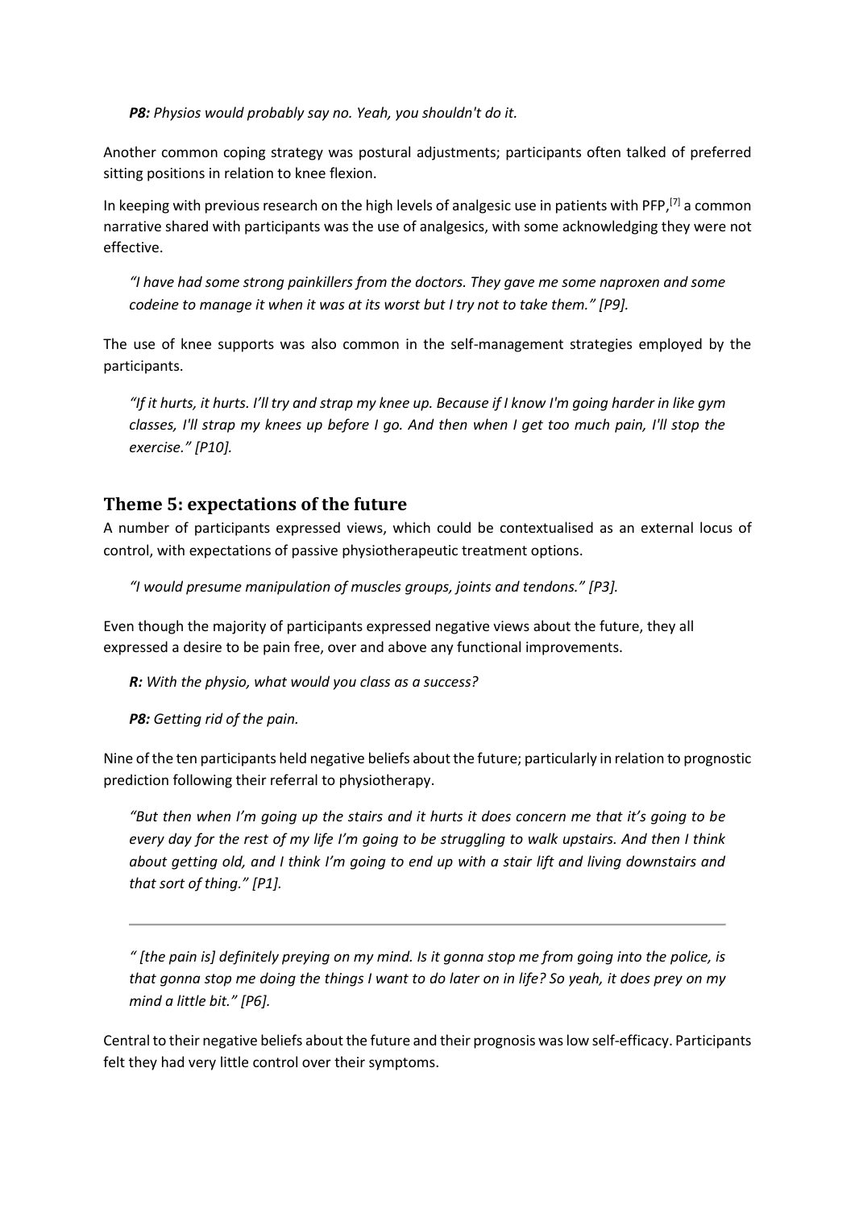*__P8:__ Physios would probably say no. Yeah, you shouldn't do it.*

Another common coping strategy was postural adjustments; participants often talked of preferred sitting positions in relation to knee flexion.

In keeping with previous research on the high levels of analgesic use in patients with PFP,[7] a common narrative shared with participants was the use of analgesics, with some acknowledging they were not effective.

*"I have had some strong painkillers from the doctors. They gave me some naproxen and some codeine to manage it when it was at its worst but I try not to take them." [P9].*

The use of knee supports was also common in the self-management strategies employed by the participants.

*"If it hurts, it hurts. I'll try and strap my knee up. Because if I know I'm going harder in like gym classes, I'll strap my knees up before I go. And then when I get too much pain, I'll stop the exercise." [P10].*

## Theme 5: expectations of the future

A number of participants expressed views, which could be contextualised as an external locus of control, with expectations of passive physiotherapeutic treatment options.

*"I would presume manipulation of muscles groups, joints and tendons." [P3].*

Even though the majority of participants expressed negative views about the future, they all expressed a desire to be pain free, over and above any functional improvements.

*__R:__ With the physio, what would you class as a success?*

*__P8:__ Getting rid of the pain.*

Nine of the ten participants held negative beliefs about the future; particularly in relation to prognostic prediction following their referral to physiotherapy.

*"But then when I'm going up the stairs and it hurts it does concern me that it's going to be every day for the rest of my life I'm going to be struggling to walk upstairs. And then I think about getting old, and I think I'm going to end up with a stair lift and living downstairs and that sort of thing." [P1].*

---

*" [the pain is] definitely preying on my mind. Is it gonna stop me from going into the police, is that gonna stop me doing the things I want to do later on in life? So yeah, it does prey on my mind a little bit." [P6].*

Central to their negative beliefs about the future and their prognosis was low self-efficacy. Participants felt they had very little control over their symptoms.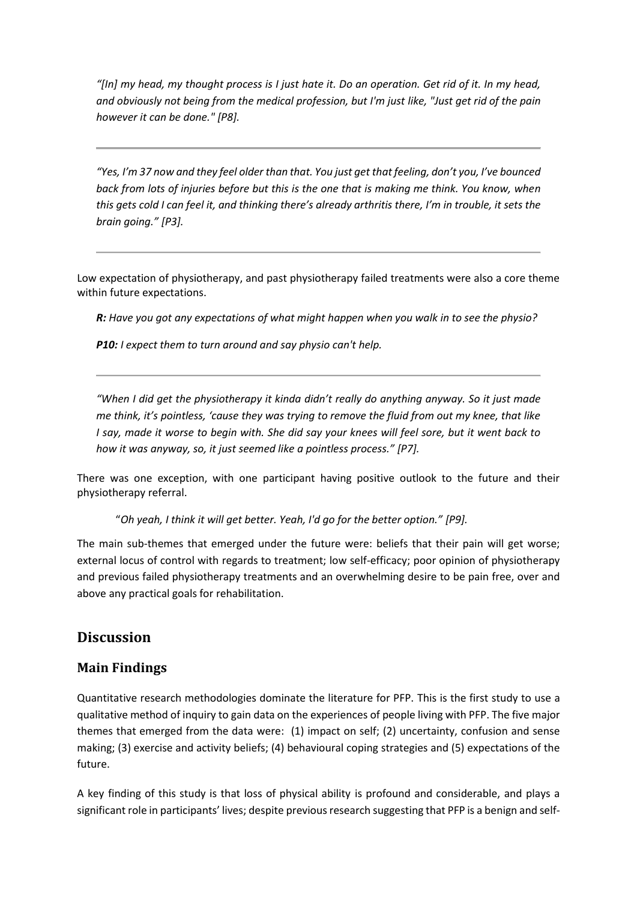*"[In] my head, my thought process is I just hate it. Do an operation. Get rid of it. In my head, and obviously not being from the medical profession, but I'm just like, "Just get rid of the pain however it can be done." [P8].*

---

*"Yes, I'm 37 now and they feel older than that. You just get that feeling, don't you, I've bounced back from lots of injuries before but this is the one that is making me think. You know, when this gets cold I can feel it, and thinking there's already arthritis there, I'm in trouble, it sets the brain going." [P3].*

---

Low expectation of physiotherapy, and past physiotherapy failed treatments were also a core theme within future expectations.

> ***R:*** *Have you got any expectations of what might happen when you walk in to see the physio?*
>
> ***P10:*** *I expect them to turn around and say physio can't help.*

---

*"When I did get the physiotherapy it kinda didn't really do anything anyway. So it just made me think, it's pointless, 'cause they was trying to remove the fluid from out my knee, that like I say, made it worse to begin with. She did say your knees will feel sore, but it went back to how it was anyway, so, it just seemed like a pointless process." [P7].*

There was one exception, with one participant having positive outlook to the future and their physiotherapy referral.

> "*Oh yeah, I think it will get better. Yeah, I'd go for the better option." [P9].*

The main sub-themes that emerged under the future were: beliefs that their pain will get worse; external locus of control with regards to treatment; low self-efficacy; poor opinion of physiotherapy and previous failed physiotherapy treatments and an overwhelming desire to be pain free, over and above any practical goals for rehabilitation.

# Discussion

## Main Findings

Quantitative research methodologies dominate the literature for PFP. This is the first study to use a qualitative method of inquiry to gain data on the experiences of people living with PFP. The five major themes that emerged from the data were: (1) impact on self; (2) uncertainty, confusion and sense making; (3) exercise and activity beliefs; (4) behavioural coping strategies and (5) expectations of the future.

A key finding of this study is that loss of physical ability is profound and considerable, and plays a significant role in participants' lives; despite previous research suggesting that PFP is a benign and self-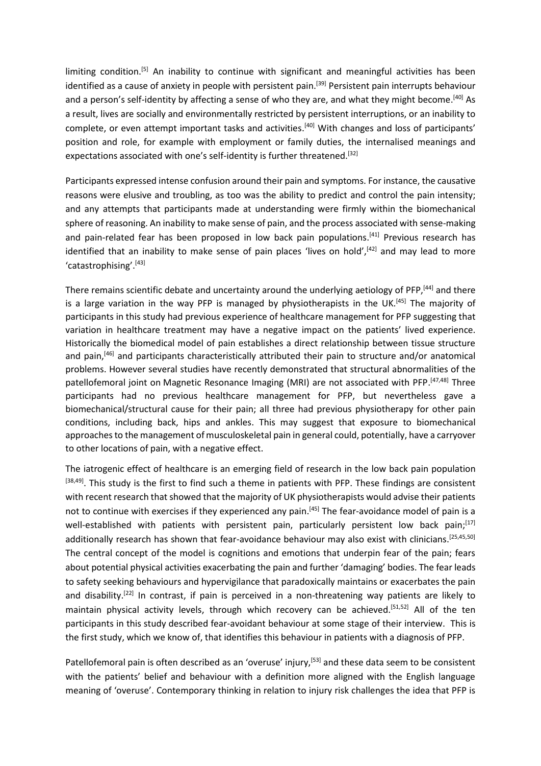limiting condition.[5] An inability to continue with significant and meaningful activities has been identified as a cause of anxiety in people with persistent pain.[39] Persistent pain interrupts behaviour and a person's self-identity by affecting a sense of who they are, and what they might become.[40] As a result, lives are socially and environmentally restricted by persistent interruptions, or an inability to complete, or even attempt important tasks and activities.[40] With changes and loss of participants' position and role, for example with employment or family duties, the internalised meanings and expectations associated with one's self-identity is further threatened.[32]

Participants expressed intense confusion around their pain and symptoms. For instance, the causative reasons were elusive and troubling, as too was the ability to predict and control the pain intensity; and any attempts that participants made at understanding were firmly within the biomechanical sphere of reasoning. An inability to make sense of pain, and the process associated with sense-making and pain-related fear has been proposed in low back pain populations.[41] Previous research has identified that an inability to make sense of pain places 'lives on hold',[42] and may lead to more 'catastrophising'.[43]

There remains scientific debate and uncertainty around the underlying aetiology of PFP,[44] and there is a large variation in the way PFP is managed by physiotherapists in the UK.[45] The majority of participants in this study had previous experience of healthcare management for PFP suggesting that variation in healthcare treatment may have a negative impact on the patients' lived experience. Historically the biomedical model of pain establishes a direct relationship between tissue structure and pain,[46] and participants characteristically attributed their pain to structure and/or anatomical problems. However several studies have recently demonstrated that structural abnormalities of the patellofemoral joint on Magnetic Resonance Imaging (MRI) are not associated with PFP.[47,48] Three participants had no previous healthcare management for PFP, but nevertheless gave a biomechanical/structural cause for their pain; all three had previous physiotherapy for other pain conditions, including back, hips and ankles. This may suggest that exposure to biomechanical approaches to the management of musculoskeletal pain in general could, potentially, have a carryover to other locations of pain, with a negative effect.

The iatrogenic effect of healthcare is an emerging field of research in the low back pain population [38,49]. This study is the first to find such a theme in patients with PFP. These findings are consistent with recent research that showed that the majority of UK physiotherapists would advise their patients not to continue with exercises if they experienced any pain.[45] The fear-avoidance model of pain is a well-established with patients with persistent pain, particularly persistent low back pain;[17] additionally research has shown that fear-avoidance behaviour may also exist with clinicians.[25,45,50] The central concept of the model is cognitions and emotions that underpin fear of the pain; fears about potential physical activities exacerbating the pain and further 'damaging' bodies. The fear leads to safety seeking behaviours and hypervigilance that paradoxically maintains or exacerbates the pain and disability.[22] In contrast, if pain is perceived in a non-threatening way patients are likely to maintain physical activity levels, through which recovery can be achieved.[51,52] All of the ten participants in this study described fear-avoidant behaviour at some stage of their interview. This is the first study, which we know of, that identifies this behaviour in patients with a diagnosis of PFP.

Patellofemoral pain is often described as an 'overuse' injury,[53] and these data seem to be consistent with the patients' belief and behaviour with a definition more aligned with the English language meaning of 'overuse'. Contemporary thinking in relation to injury risk challenges the idea that PFP is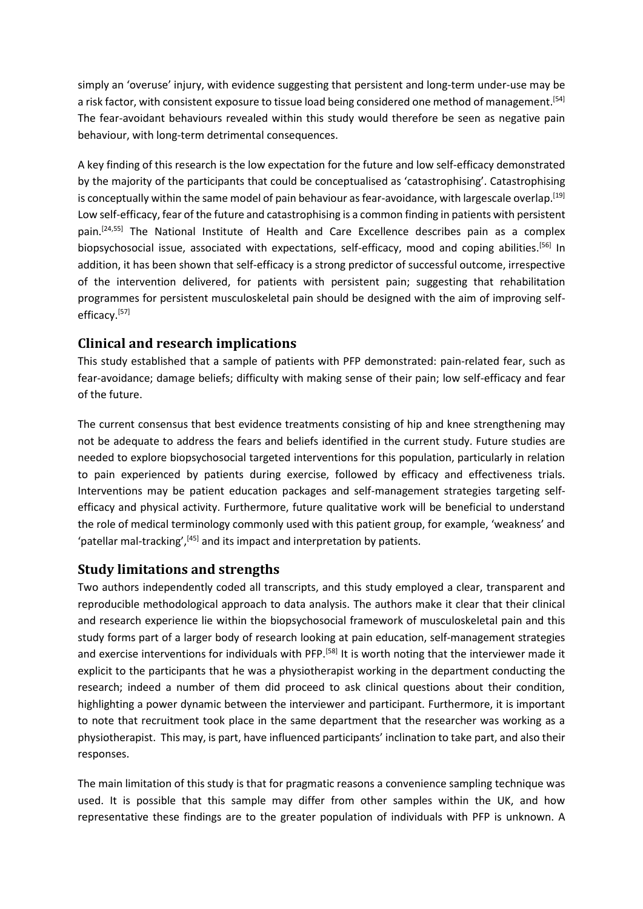simply an 'overuse' injury, with evidence suggesting that persistent and long-term under-use may be a risk factor, with consistent exposure to tissue load being considered one method of management.[54] The fear-avoidant behaviours revealed within this study would therefore be seen as negative pain behaviour, with long-term detrimental consequences.

A key finding of this research is the low expectation for the future and low self-efficacy demonstrated by the majority of the participants that could be conceptualised as 'catastrophising'. Catastrophising is conceptually within the same model of pain behaviour as fear-avoidance, with largescale overlap.[19] Low self-efficacy, fear of the future and catastrophising is a common finding in patients with persistent pain.[24,55] The National Institute of Health and Care Excellence describes pain as a complex biopsychosocial issue, associated with expectations, self-efficacy, mood and coping abilities.[56] In addition, it has been shown that self-efficacy is a strong predictor of successful outcome, irrespective of the intervention delivered, for patients with persistent pain; suggesting that rehabilitation programmes for persistent musculoskeletal pain should be designed with the aim of improving self-efficacy.[57]

## Clinical and research implications

This study established that a sample of patients with PFP demonstrated: pain-related fear, such as fear-avoidance; damage beliefs; difficulty with making sense of their pain; low self-efficacy and fear of the future.

The current consensus that best evidence treatments consisting of hip and knee strengthening may not be adequate to address the fears and beliefs identified in the current study. Future studies are needed to explore biopsychosocial targeted interventions for this population, particularly in relation to pain experienced by patients during exercise, followed by efficacy and effectiveness trials. Interventions may be patient education packages and self-management strategies targeting self-efficacy and physical activity. Furthermore, future qualitative work will be beneficial to understand the role of medical terminology commonly used with this patient group, for example, 'weakness' and 'patellar mal-tracking',[45] and its impact and interpretation by patients.

## Study limitations and strengths

Two authors independently coded all transcripts, and this study employed a clear, transparent and reproducible methodological approach to data analysis. The authors make it clear that their clinical and research experience lie within the biopsychosocial framework of musculoskeletal pain and this study forms part of a larger body of research looking at pain education, self-management strategies and exercise interventions for individuals with PFP.[58] It is worth noting that the interviewer made it explicit to the participants that he was a physiotherapist working in the department conducting the research; indeed a number of them did proceed to ask clinical questions about their condition, highlighting a power dynamic between the interviewer and participant. Furthermore, it is important to note that recruitment took place in the same department that the researcher was working as a physiotherapist. This may, is part, have influenced participants' inclination to take part, and also their responses.

The main limitation of this study is that for pragmatic reasons a convenience sampling technique was used. It is possible that this sample may differ from other samples within the UK, and how representative these findings are to the greater population of individuals with PFP is unknown. A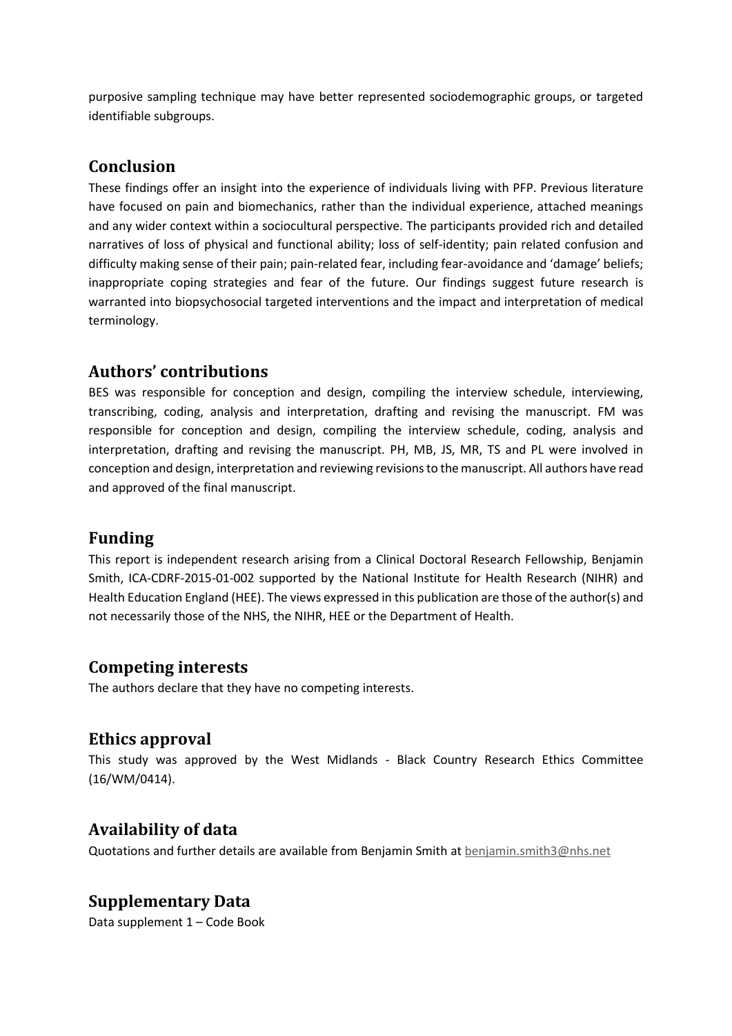purposive sampling technique may have better represented sociodemographic groups, or targeted identifiable subgroups.

## Conclusion

These findings offer an insight into the experience of individuals living with PFP. Previous literature have focused on pain and biomechanics, rather than the individual experience, attached meanings and any wider context within a sociocultural perspective. The participants provided rich and detailed narratives of loss of physical and functional ability; loss of self-identity; pain related confusion and difficulty making sense of their pain; pain-related fear, including fear-avoidance and 'damage' beliefs; inappropriate coping strategies and fear of the future. Our findings suggest future research is warranted into biopsychosocial targeted interventions and the impact and interpretation of medical terminology.

## Authors' contributions

BES was responsible for conception and design, compiling the interview schedule, interviewing, transcribing, coding, analysis and interpretation, drafting and revising the manuscript. FM was responsible for conception and design, compiling the interview schedule, coding, analysis and interpretation, drafting and revising the manuscript. PH, MB, JS, MR, TS and PL were involved in conception and design, interpretation and reviewing revisions to the manuscript. All authors have read and approved of the final manuscript.

## Funding

This report is independent research arising from a Clinical Doctoral Research Fellowship, Benjamin Smith, ICA-CDRF-2015-01-002 supported by the National Institute for Health Research (NIHR) and Health Education England (HEE). The views expressed in this publication are those of the author(s) and not necessarily those of the NHS, the NIHR, HEE or the Department of Health.

## Competing interests

The authors declare that they have no competing interests.

## Ethics approval

This study was approved by the West Midlands - Black Country Research Ethics Committee (16/WM/0414).

## Availability of data

Quotations and further details are available from Benjamin Smith at benjamin.smith3@nhs.net

## Supplementary Data

Data supplement 1 – Code Book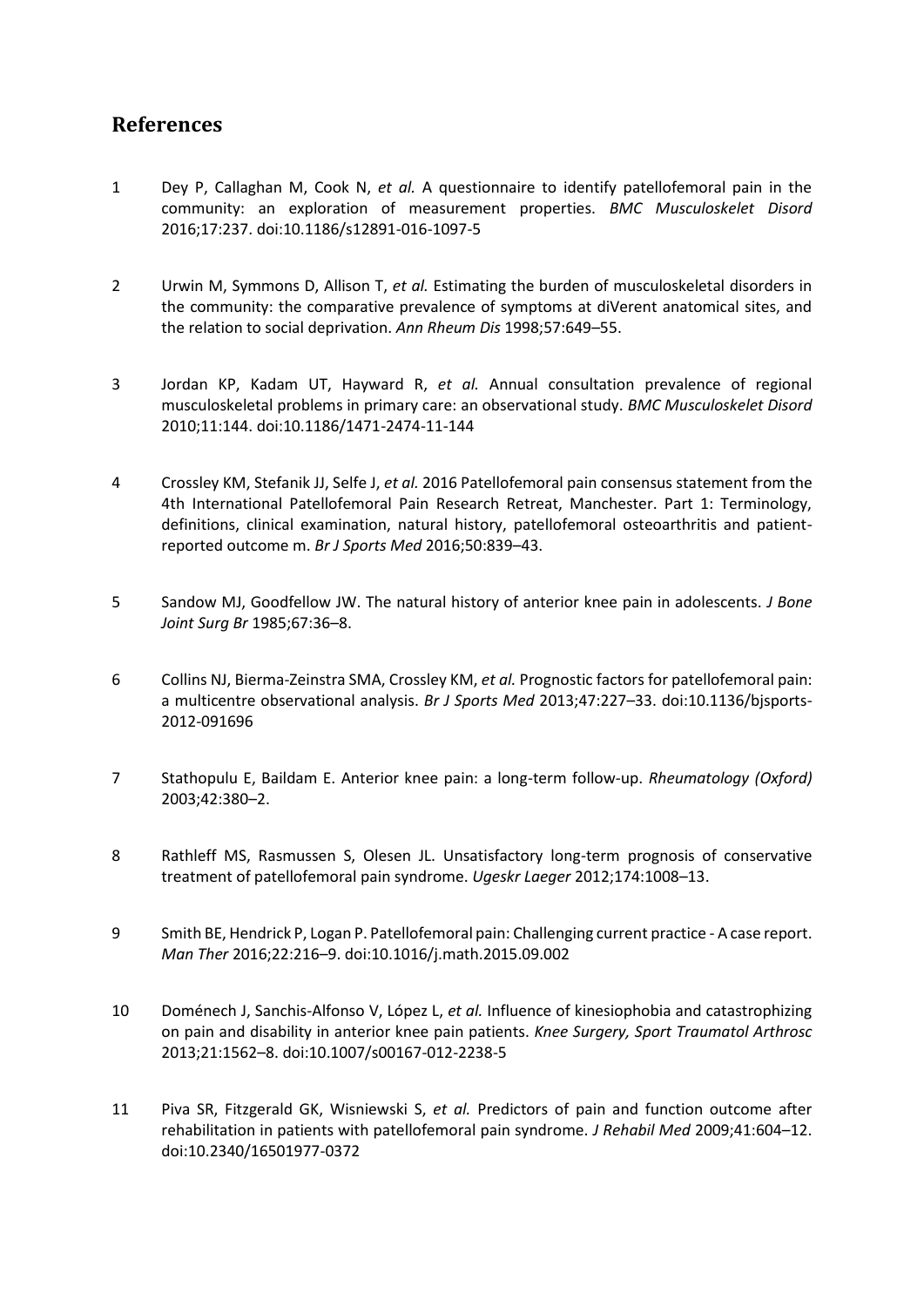## References

1. Dey P, Callaghan M, Cook N, *et al.* A questionnaire to identify patellofemoral pain in the community: an exploration of measurement properties. *BMC Musculoskelet Disord* 2016;17:237. doi:10.1186/s12891-016-1097-5

2. Urwin M, Symmons D, Allison T, *et al.* Estimating the burden of musculoskeletal disorders in the community: the comparative prevalence of symptoms at diVerent anatomical sites, and the relation to social deprivation. *Ann Rheum Dis* 1998;57:649–55.

3. Jordan KP, Kadam UT, Hayward R, *et al.* Annual consultation prevalence of regional musculoskeletal problems in primary care: an observational study. *BMC Musculoskelet Disord* 2010;11:144. doi:10.1186/1471-2474-11-144

4. Crossley KM, Stefanik JJ, Selfe J, *et al.* 2016 Patellofemoral pain consensus statement from the 4th International Patellofemoral Pain Research Retreat, Manchester. Part 1: Terminology, definitions, clinical examination, natural history, patellofemoral osteoarthritis and patient-reported outcome m. *Br J Sports Med* 2016;50:839–43.

5. Sandow MJ, Goodfellow JW. The natural history of anterior knee pain in adolescents. *J Bone Joint Surg Br* 1985;67:36–8.

6. Collins NJ, Bierma-Zeinstra SMA, Crossley KM, *et al.* Prognostic factors for patellofemoral pain: a multicentre observational analysis. *Br J Sports Med* 2013;47:227–33. doi:10.1136/bjsports-2012-091696

7. Stathopulu E, Baildam E. Anterior knee pain: a long-term follow-up. *Rheumatology (Oxford)* 2003;42:380–2.

8. Rathleff MS, Rasmussen S, Olesen JL. Unsatisfactory long-term prognosis of conservative treatment of patellofemoral pain syndrome. *Ugeskr Laeger* 2012;174:1008–13.

9. Smith BE, Hendrick P, Logan P. Patellofemoral pain: Challenging current practice - A case report. *Man Ther* 2016;22:216–9. doi:10.1016/j.math.2015.09.002

10. Doménech J, Sanchis-Alfonso V, López L, *et al.* Influence of kinesiophobia and catastrophizing on pain and disability in anterior knee pain patients. *Knee Surgery, Sport Traumatol Arthrosc* 2013;21:1562–8. doi:10.1007/s00167-012-2238-5

11. Piva SR, Fitzgerald GK, Wisniewski S, *et al.* Predictors of pain and function outcome after rehabilitation in patients with patellofemoral pain syndrome. *J Rehabil Med* 2009;41:604–12. doi:10.2340/16501977-0372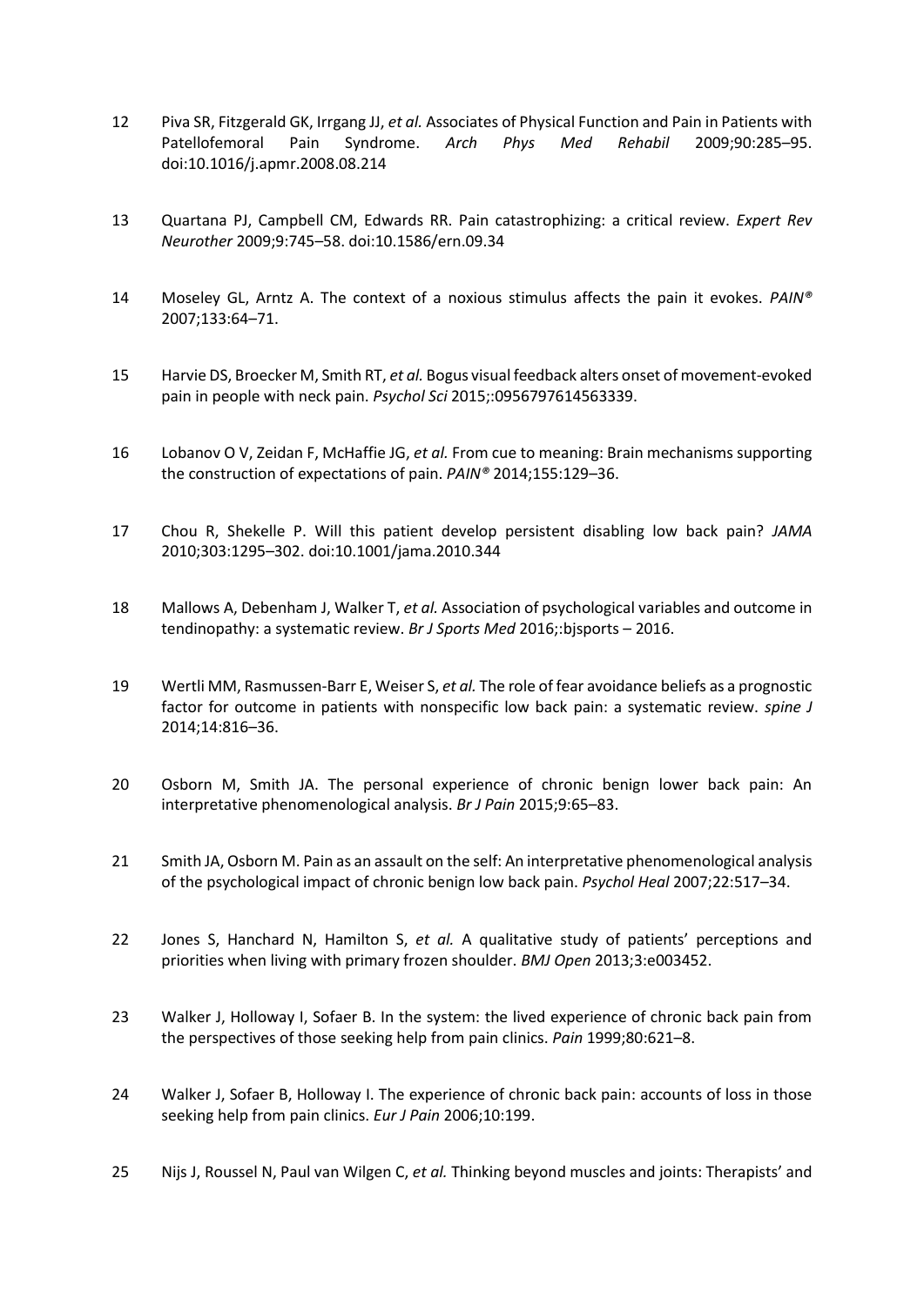12 Piva SR, Fitzgerald GK, Irrgang JJ, *et al.* Associates of Physical Function and Pain in Patients with Patellofemoral Pain Syndrome. *Arch Phys Med Rehabil* 2009;90:285–95. doi:10.1016/j.apmr.2008.08.214

13 Quartana PJ, Campbell CM, Edwards RR. Pain catastrophizing: a critical review. *Expert Rev Neurother* 2009;9:745–58. doi:10.1586/ern.09.34

14 Moseley GL, Arntz A. The context of a noxious stimulus affects the pain it evokes. *PAIN®* 2007;133:64–71.

15 Harvie DS, Broecker M, Smith RT, *et al.* Bogus visual feedback alters onset of movement-evoked pain in people with neck pain. *Psychol Sci* 2015;:0956797614563339.

16 Lobanov O V, Zeidan F, McHaffie JG, *et al.* From cue to meaning: Brain mechanisms supporting the construction of expectations of pain. *PAIN®* 2014;155:129–36.

17 Chou R, Shekelle P. Will this patient develop persistent disabling low back pain? *JAMA* 2010;303:1295–302. doi:10.1001/jama.2010.344

18 Mallows A, Debenham J, Walker T, *et al.* Association of psychological variables and outcome in tendinopathy: a systematic review. *Br J Sports Med* 2016;:bjsports – 2016.

19 Wertli MM, Rasmussen-Barr E, Weiser S, *et al.* The role of fear avoidance beliefs as a prognostic factor for outcome in patients with nonspecific low back pain: a systematic review. *spine J* 2014;14:816–36.

20 Osborn M, Smith JA. The personal experience of chronic benign lower back pain: An interpretative phenomenological analysis. *Br J Pain* 2015;9:65–83.

21 Smith JA, Osborn M. Pain as an assault on the self: An interpretative phenomenological analysis of the psychological impact of chronic benign low back pain. *Psychol Heal* 2007;22:517–34.

22 Jones S, Hanchard N, Hamilton S, *et al.* A qualitative study of patients' perceptions and priorities when living with primary frozen shoulder. *BMJ Open* 2013;3:e003452.

23 Walker J, Holloway I, Sofaer B. In the system: the lived experience of chronic back pain from the perspectives of those seeking help from pain clinics. *Pain* 1999;80:621–8.

24 Walker J, Sofaer B, Holloway I. The experience of chronic back pain: accounts of loss in those seeking help from pain clinics. *Eur J Pain* 2006;10:199.

25 Nijs J, Roussel N, Paul van Wilgen C, *et al.* Thinking beyond muscles and joints: Therapists' and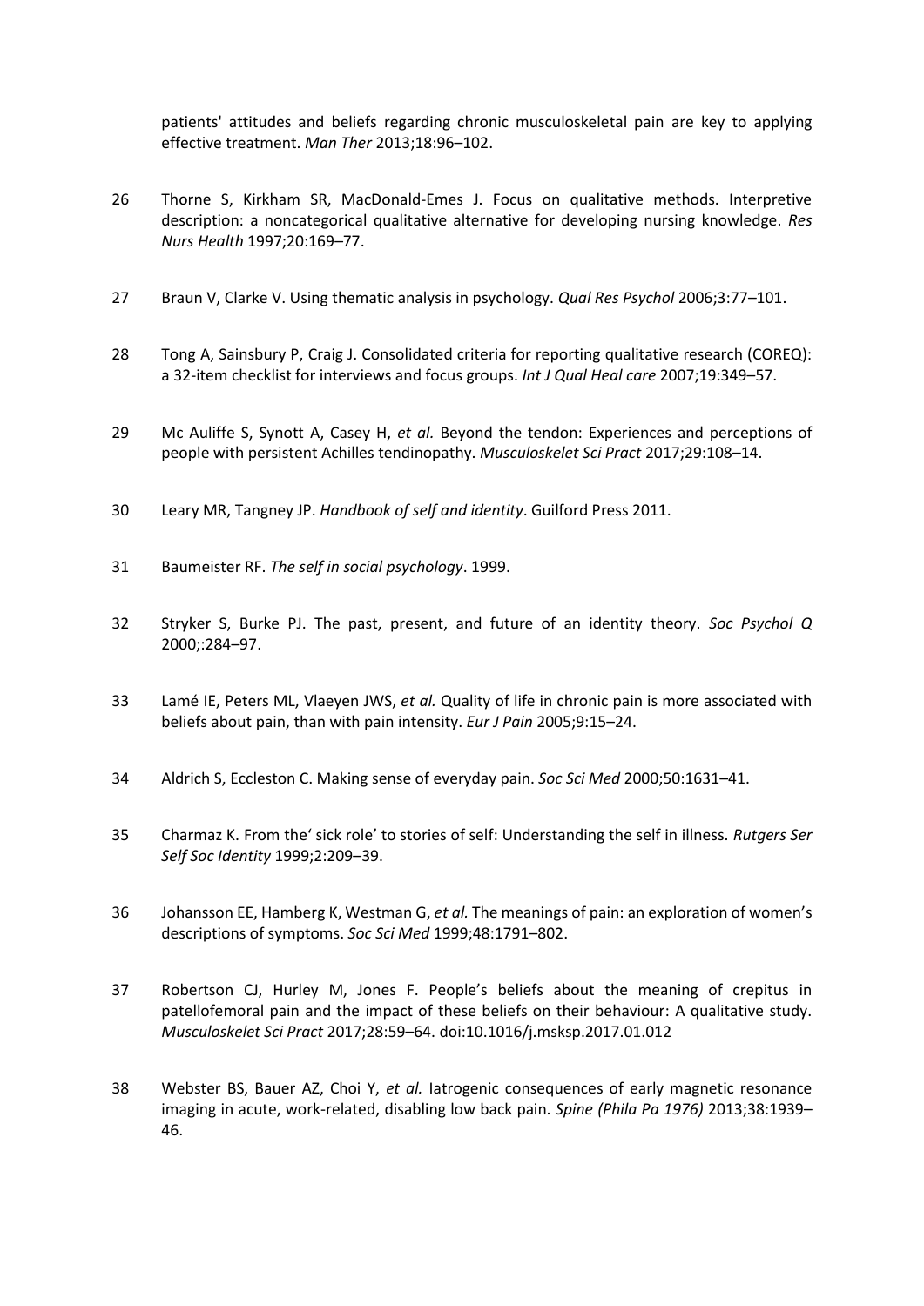patients' attitudes and beliefs regarding chronic musculoskeletal pain are key to applying effective treatment. *Man Ther* 2013;18:96–102.

26 Thorne S, Kirkham SR, MacDonald-Emes J. Focus on qualitative methods. Interpretive description: a noncategorical qualitative alternative for developing nursing knowledge. *Res Nurs Health* 1997;20:169–77.

27 Braun V, Clarke V. Using thematic analysis in psychology. *Qual Res Psychol* 2006;3:77–101.

28 Tong A, Sainsbury P, Craig J. Consolidated criteria for reporting qualitative research (COREQ): a 32-item checklist for interviews and focus groups. *Int J Qual Heal care* 2007;19:349–57.

29 Mc Auliffe S, Synott A, Casey H, *et al.* Beyond the tendon: Experiences and perceptions of people with persistent Achilles tendinopathy. *Musculoskelet Sci Pract* 2017;29:108–14.

30 Leary MR, Tangney JP. *Handbook of self and identity*. Guilford Press 2011.

31 Baumeister RF. *The self in social psychology*. 1999.

32 Stryker S, Burke PJ. The past, present, and future of an identity theory. *Soc Psychol Q* 2000;:284–97.

33 Lamé IE, Peters ML, Vlaeyen JWS, *et al.* Quality of life in chronic pain is more associated with beliefs about pain, than with pain intensity. *Eur J Pain* 2005;9:15–24.

34 Aldrich S, Eccleston C. Making sense of everyday pain. *Soc Sci Med* 2000;50:1631–41.

35 Charmaz K. From the' sick role' to stories of self: Understanding the self in illness. *Rutgers Ser Self Soc Identity* 1999;2:209–39.

36 Johansson EE, Hamberg K, Westman G, *et al.* The meanings of pain: an exploration of women's descriptions of symptoms. *Soc Sci Med* 1999;48:1791–802.

37 Robertson CJ, Hurley M, Jones F. People's beliefs about the meaning of crepitus in patellofemoral pain and the impact of these beliefs on their behaviour: A qualitative study. *Musculoskelet Sci Pract* 2017;28:59–64. doi:10.1016/j.msksp.2017.01.012

38 Webster BS, Bauer AZ, Choi Y, *et al.* Iatrogenic consequences of early magnetic resonance imaging in acute, work-related, disabling low back pain. *Spine (Phila Pa 1976)* 2013;38:1939–46.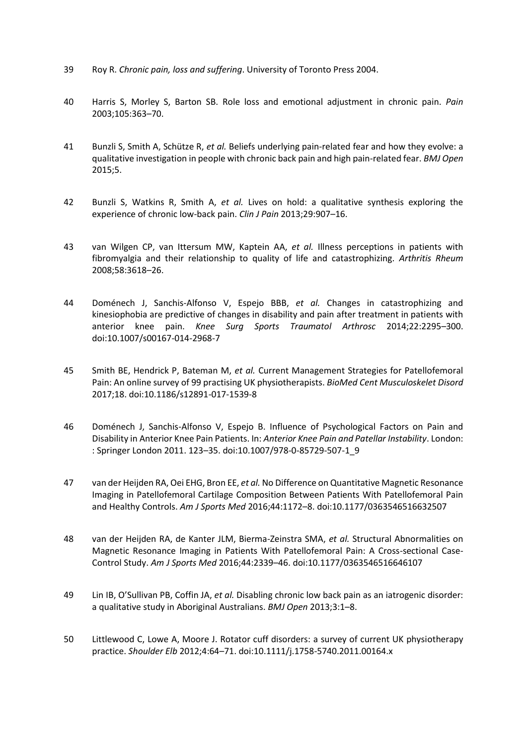39 Roy R. *Chronic pain, loss and suffering*. University of Toronto Press 2004.

40 Harris S, Morley S, Barton SB. Role loss and emotional adjustment in chronic pain. *Pain* 2003;105:363–70.

41 Bunzli S, Smith A, Schütze R, *et al.* Beliefs underlying pain-related fear and how they evolve: a qualitative investigation in people with chronic back pain and high pain-related fear. *BMJ Open* 2015;5.

42 Bunzli S, Watkins R, Smith A, *et al.* Lives on hold: a qualitative synthesis exploring the experience of chronic low-back pain. *Clin J Pain* 2013;29:907–16.

43 van Wilgen CP, van Ittersum MW, Kaptein AA, *et al.* Illness perceptions in patients with fibromyalgia and their relationship to quality of life and catastrophizing. *Arthritis Rheum* 2008;58:3618–26.

44 Doménech J, Sanchis-Alfonso V, Espejo BBB, *et al.* Changes in catastrophizing and kinesiophobia are predictive of changes in disability and pain after treatment in patients with anterior knee pain. *Knee Surg Sports Traumatol Arthrosc* 2014;22:2295–300. doi:10.1007/s00167-014-2968-7

45 Smith BE, Hendrick P, Bateman M, *et al.* Current Management Strategies for Patellofemoral Pain: An online survey of 99 practising UK physiotherapists. *BioMed Cent Musculoskelet Disord* 2017;18. doi:10.1186/s12891-017-1539-8

46 Doménech J, Sanchis-Alfonso V, Espejo B. Influence of Psychological Factors on Pain and Disability in Anterior Knee Pain Patients. In: *Anterior Knee Pain and Patellar Instability*. London: : Springer London 2011. 123–35. doi:10.1007/978-0-85729-507-1_9

47 van der Heijden RA, Oei EHG, Bron EE, *et al.* No Difference on Quantitative Magnetic Resonance Imaging in Patellofemoral Cartilage Composition Between Patients With Patellofemoral Pain and Healthy Controls. *Am J Sports Med* 2016;44:1172–8. doi:10.1177/0363546516632507

48 van der Heijden RA, de Kanter JLM, Bierma-Zeinstra SMA, *et al.* Structural Abnormalities on Magnetic Resonance Imaging in Patients With Patellofemoral Pain: A Cross-sectional Case-Control Study. *Am J Sports Med* 2016;44:2339–46. doi:10.1177/0363546516646107

49 Lin IB, O'Sullivan PB, Coffin JA, *et al.* Disabling chronic low back pain as an iatrogenic disorder: a qualitative study in Aboriginal Australians. *BMJ Open* 2013;3:1–8.

50 Littlewood C, Lowe A, Moore J. Rotator cuff disorders: a survey of current UK physiotherapy practice. *Shoulder Elb* 2012;4:64–71. doi:10.1111/j.1758-5740.2011.00164.x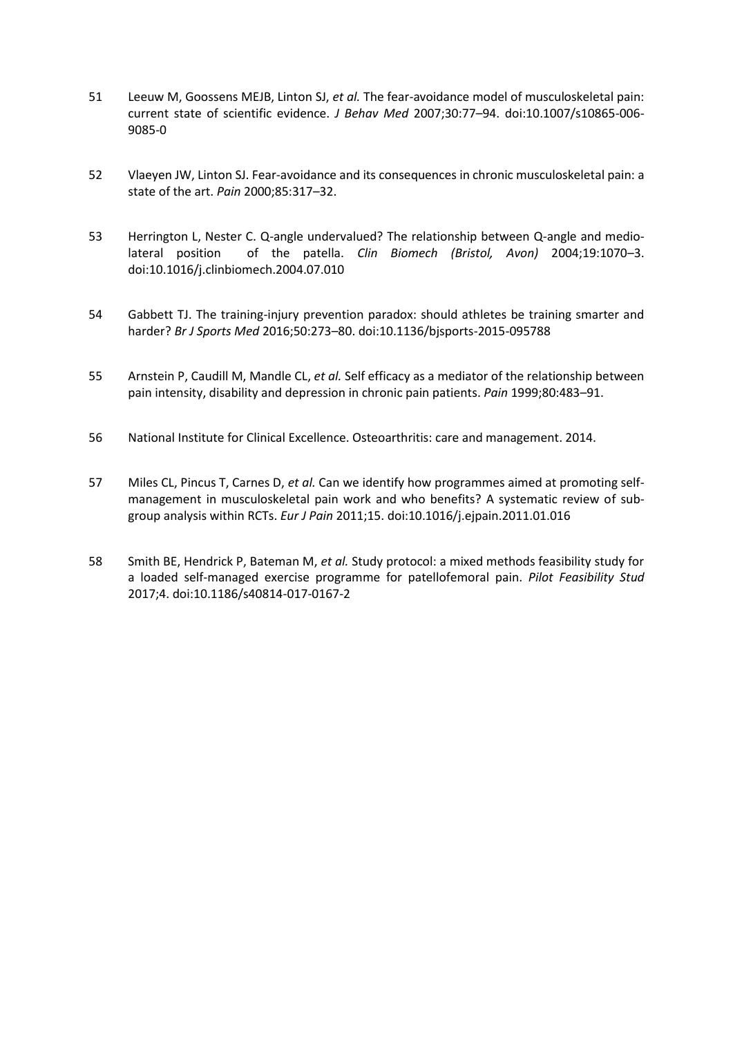51 Leeuw M, Goossens MEJB, Linton SJ, *et al.* The fear-avoidance model of musculoskeletal pain: current state of scientific evidence. *J Behav Med* 2007;30:77–94. doi:10.1007/s10865-006-9085-0

52 Vlaeyen JW, Linton SJ. Fear-avoidance and its consequences in chronic musculoskeletal pain: a state of the art. *Pain* 2000;85:317–32.

53 Herrington L, Nester C. Q-angle undervalued? The relationship between Q-angle and medio-lateral position of the patella. *Clin Biomech (Bristol, Avon)* 2004;19:1070–3. doi:10.1016/j.clinbiomech.2004.07.010

54 Gabbett TJ. The training-injury prevention paradox: should athletes be training smarter and harder? *Br J Sports Med* 2016;50:273–80. doi:10.1136/bjsports-2015-095788

55 Arnstein P, Caudill M, Mandle CL, *et al.* Self efficacy as a mediator of the relationship between pain intensity, disability and depression in chronic pain patients. *Pain* 1999;80:483–91.

56 National Institute for Clinical Excellence. Osteoarthritis: care and management. 2014.

57 Miles CL, Pincus T, Carnes D, *et al.* Can we identify how programmes aimed at promoting self-management in musculoskeletal pain work and who benefits? A systematic review of sub-group analysis within RCTs. *Eur J Pain* 2011;15. doi:10.1016/j.ejpain.2011.01.016

58 Smith BE, Hendrick P, Bateman M, *et al.* Study protocol: a mixed methods feasibility study for a loaded self-managed exercise programme for patellofemoral pain. *Pilot Feasibility Stud* 2017;4. doi:10.1186/s40814-017-0167-2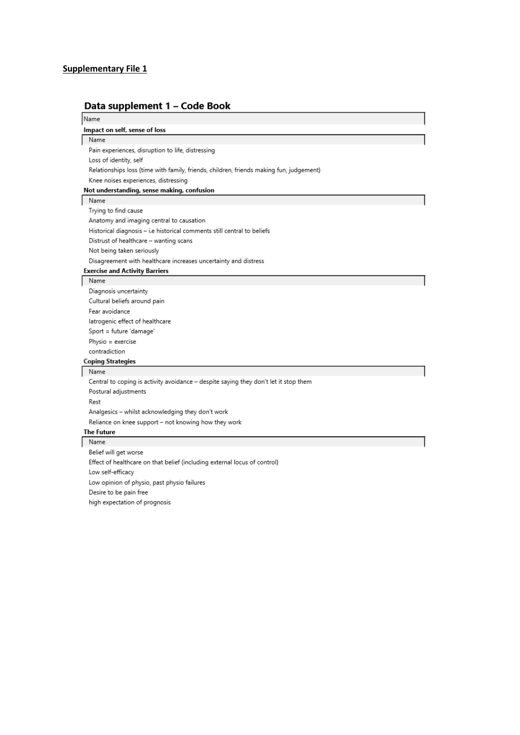**Supplementary File 1**

## Data supplement 1 – Code Book

| Name |
|---|

**Impact on self, sense of loss**

| Name |
|---|
| Pain experiences, disruption to life, distressing |
| Loss of identity, self |
| Relationships loss (time with family, friends, children, friends making fun, judgement) |
| Knee noises experiences, distressing |

**Not understanding, sense making, confusion**

| Name |
|---|
| Trying to find cause |
| Anatomy and imaging central to causation |
| Historical diagnosis – i.e historical comments still central to beliefs |
| Distrust of healthcare – wanting scans |
| Not being taken seriously |
| Disagreement with healthcare increases uncertainty and distress |

**Exercise and Activity Barriers**

| Name |
|---|
| Diagnosis uncertainty |
| Cultural beliefs around pain |
| Fear avoidance |
| Iatrogenic effect of healthcare |
| Sport = future 'damage' |
| Physio = exercise |
| contradiction |

**Coping Strategies**

| Name |
|---|
| Central to coping is activity avoidance – despite saying they don't let it stop them |
| Postural adjustments |
| Rest |
| Analgesics – whilst acknowledging they don't work |
| Reliance on knee support – not knowing how they work |

**The Future**

| Name |
|---|
| Belief will get worse |
| Effect of healthcare on that belief (including external locus of control) |
| Low self-efficacy |
| Low opinion of physio, past physio failures |
| Desire to be pain free |
| high expectation of prognosis |